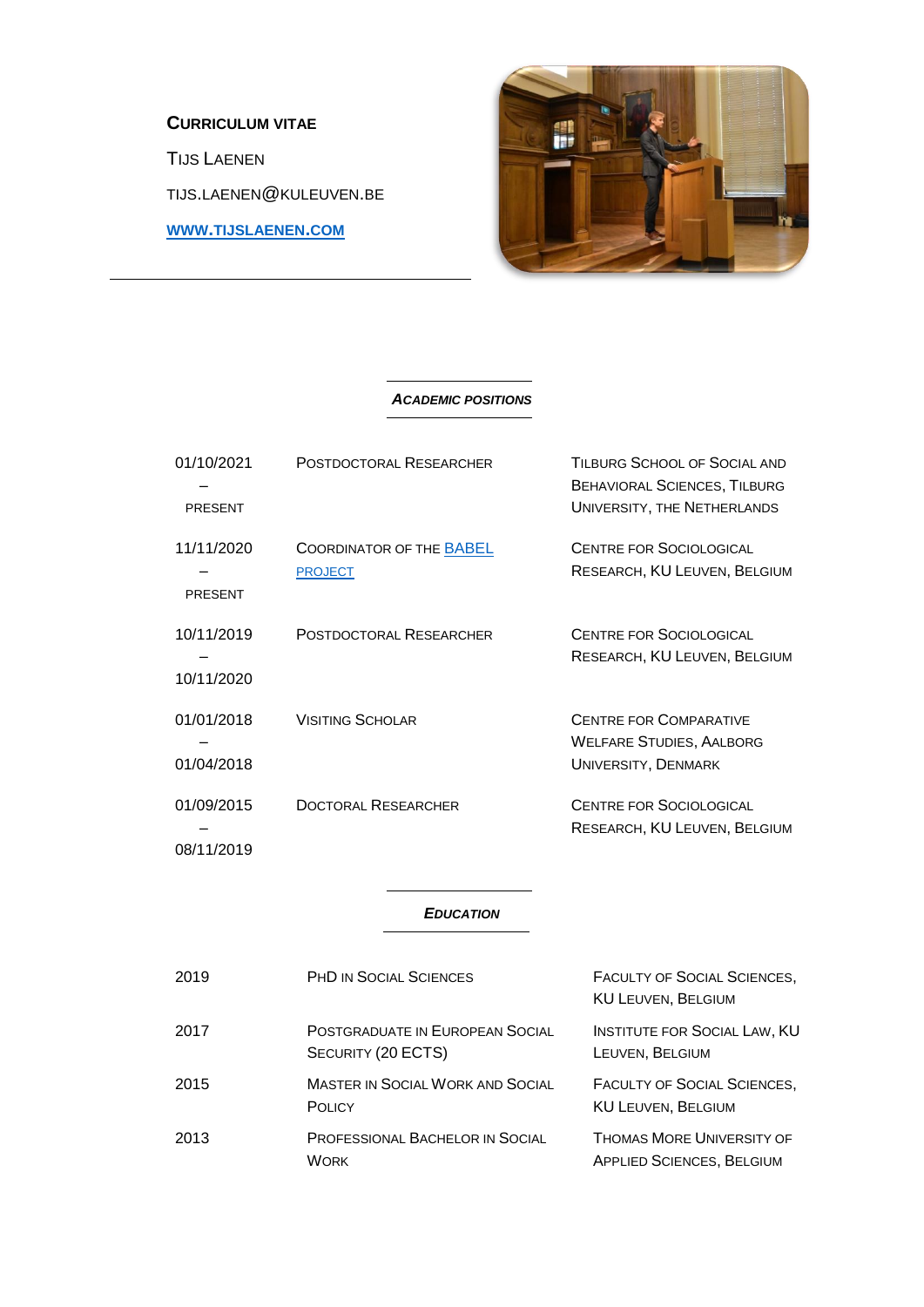**Curriculum Vitae**

Tijs Laenen

tijs.laenen@kuleuven.be

**www.tijslaenen.com**

## *Academic Positions*

| | | |
|---|---|---|
| 01/10/2021 – present | Postdoctoral Researcher | Tilburg School of Social and Behavioral Sciences, Tilburg University, the Netherlands |
| 11/11/2020 – present | Coordinator of the BABEL project | Centre for Sociological Research, KU Leuven, Belgium |
| 10/11/2019 – 10/11/2020 | Postdoctoral Researcher | Centre for Sociological Research, KU Leuven, Belgium |
| 01/01/2018 – 01/04/2018 | Visiting Scholar | Centre for Comparative Welfare Studies, Aalborg University, Denmark |
| 01/09/2015 – 08/11/2019 | Doctoral Researcher | Centre for Sociological Research, KU Leuven, Belgium |

## *Education*

| | | |
|---|---|---|
| 2019 | PhD in Social Sciences | Faculty of Social Sciences, KU Leuven, Belgium |
| 2017 | Postgraduate in European Social Security (20 ECTS) | Institute for Social Law, KU Leuven, Belgium |
| 2015 | Master in Social Work and Social Policy | Faculty of Social Sciences, KU Leuven, Belgium |
| 2013 | Professional Bachelor in Social Work | Thomas More University of Applied Sciences, Belgium |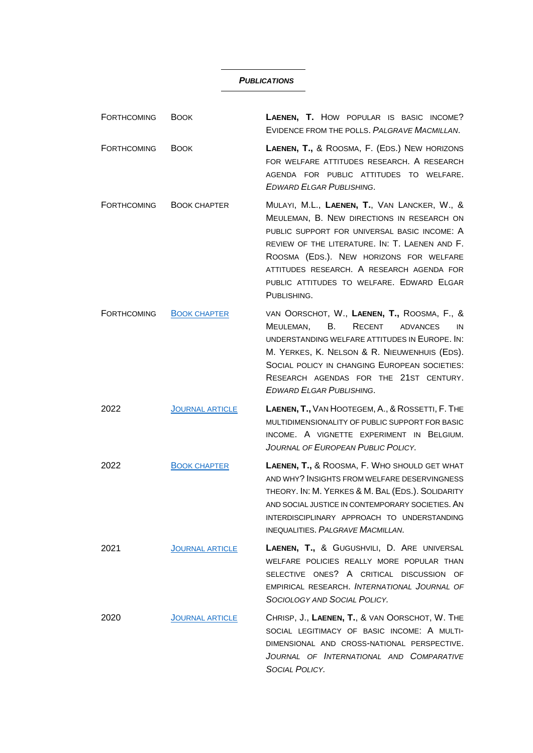## *Publications*

| | | |
|---|---|---|
| Forthcoming | Book | **Laenen, T.** How popular is basic income? Evidence from the polls. *Palgrave Macmillan.* |
| Forthcoming | Book | **Laenen, T.,** & Roosma, F. (Eds.) New horizons for welfare attitudes research. A research agenda for public attitudes to welfare. *Edward Elgar Publishing*. |
| Forthcoming | Book chapter | Mulayi, M.L., **Laenen, T.**, Van Lancker, W., & Meuleman, B. New directions in research on public support for universal basic income: A review of the literature. In: T. Laenen and F. Roosma (Eds.). New horizons for welfare attitudes research. A research agenda for public attitudes to welfare. Edward Elgar Publishing. |
| Forthcoming | Book chapter | van Oorschot, W., **Laenen, T.,** Roosma, F., & Meuleman, B. Recent advances in understanding welfare attitudes in Europe. In: M. Yerkes, K. Nelson & R. Nieuwenhuis (Eds). Social policy in changing European societies: Research agendas for the 21st century. *Edward Elgar Publishing*. |
| 2022 | Journal article | **Laenen, T.,** Van Hootegem, A., & Rossetti, F. The multidimensionality of public support for basic income. A vignette experiment in Belgium. *Journal of European Public Policy.* |
| 2022 | Book chapter | **Laenen, T.,** & Roosma, F. Who should get what and why? Insights from welfare deservingness theory. In: M. Yerkes & M. Bal (Eds.). Solidarity and social justice in contemporary societies. An interdisciplinary approach to understanding inequalities. *Palgrave Macmillan.* |
| 2021 | Journal article | **Laenen, T.,** & Gugushvili, D. Are universal welfare policies really more popular than selective ones? A critical discussion of empirical research. *International Journal of Sociology and Social Policy.* |
| 2020 | Journal article | Chrisp, J., **Laenen, T.**, & van Oorschot, W. The social legitimacy of basic income: A multi-dimensional and cross-national perspective. *Journal of International and Comparative Social Policy.* |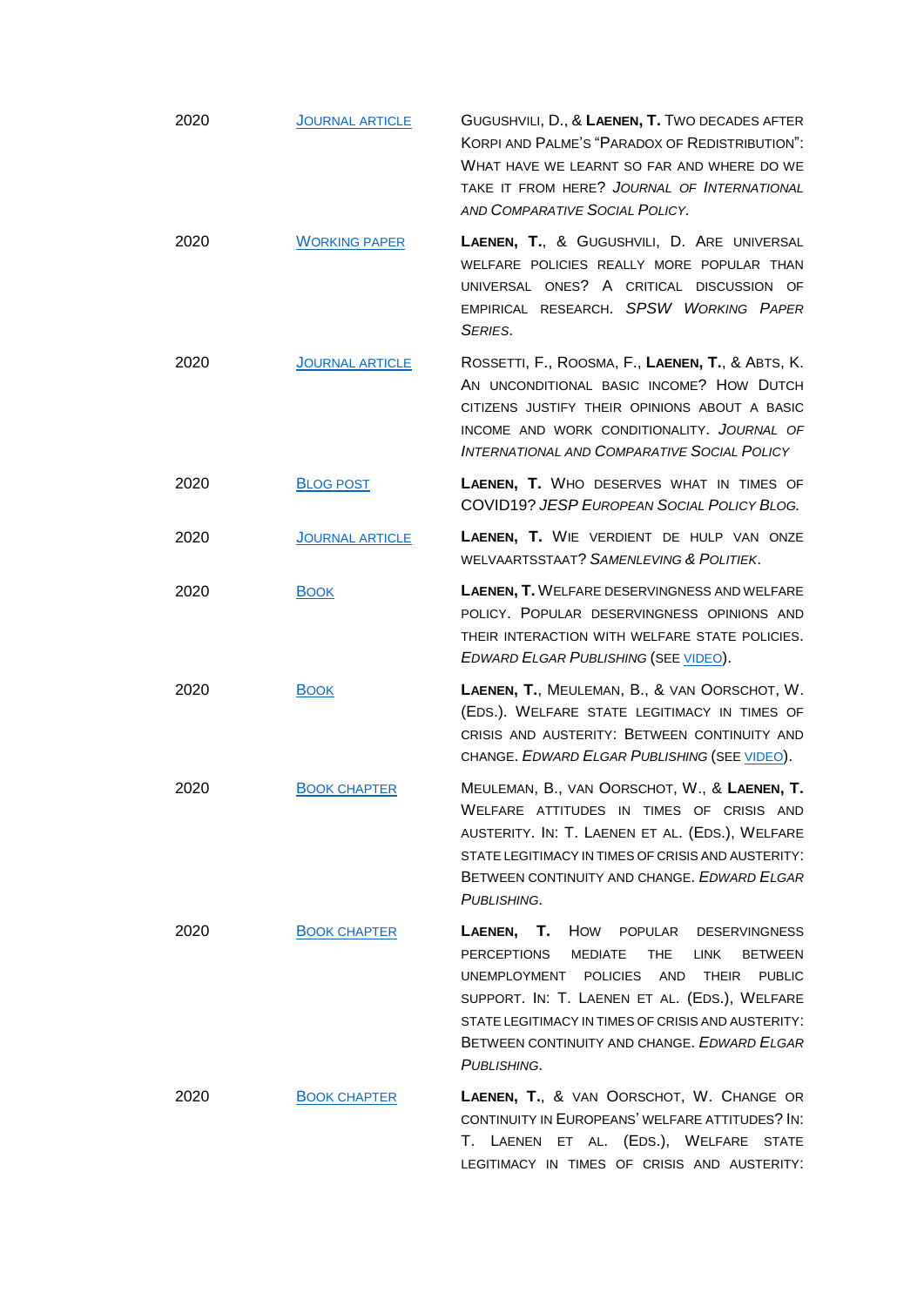| | | |
|---|---|---|
| 2020 | Journal article | Gugushvili, D., & **Laenen, T.** Two decades after Korpi and Palme's "Paradox of Redistribution": What have we learnt so far and where do we take it from here? *Journal of International and Comparative Social Policy.* |
| 2020 | Working paper | **Laenen, T.**, & Gugushvili, D. Are universal welfare policies really more popular than universal ones? A critical discussion of empirical research. *SPSW Working Paper Series*. |
| 2020 | Journal article | Rossetti, F., Roosma, F., **Laenen, T.**, & Abts, K. An unconditional basic income? How Dutch citizens justify their opinions about a basic income and work conditionality. *Journal of International and Comparative Social Policy* |
| 2020 | Blog post | **Laenen, T.** Who deserves what in times of COVID19? *JESP European Social Policy Blog.* |
| 2020 | Journal article | **Laenen, T.** Wie verdient de hulp van onze welvaartsstaat? *Samenleving & Politiek*. |
| 2020 | Book | **Laenen, T.** Welfare deservingness and welfare policy. Popular deservingness opinions and their interaction with welfare state policies. *Edward Elgar Publishing* (see video). |
| 2020 | Book | **Laenen, T.**, Meuleman, B., & van Oorschot, W. (Eds.). Welfare state legitimacy in times of crisis and austerity: Between continuity and change. *Edward Elgar Publishing* (see video). |
| 2020 | Book chapter | Meuleman, B., van Oorschot, W., & **Laenen, T.** Welfare attitudes in times of crisis and austerity. In: T. Laenen et al. (Eds.), Welfare state legitimacy in times of crisis and austerity: Between continuity and change. *Edward Elgar Publishing*. |
| 2020 | Book chapter | **Laenen, T.** How popular deservingness perceptions mediate the link between unemployment policies and their public support. In: T. Laenen et al. (Eds.), Welfare state legitimacy in times of crisis and austerity: Between continuity and change. *Edward Elgar Publishing*. |
| 2020 | Book chapter | **Laenen, T.**, & van Oorschot, W. Change or continuity in Europeans' welfare attitudes? In: T. Laenen et al. (Eds.), Welfare state legitimacy in times of crisis and austerity: |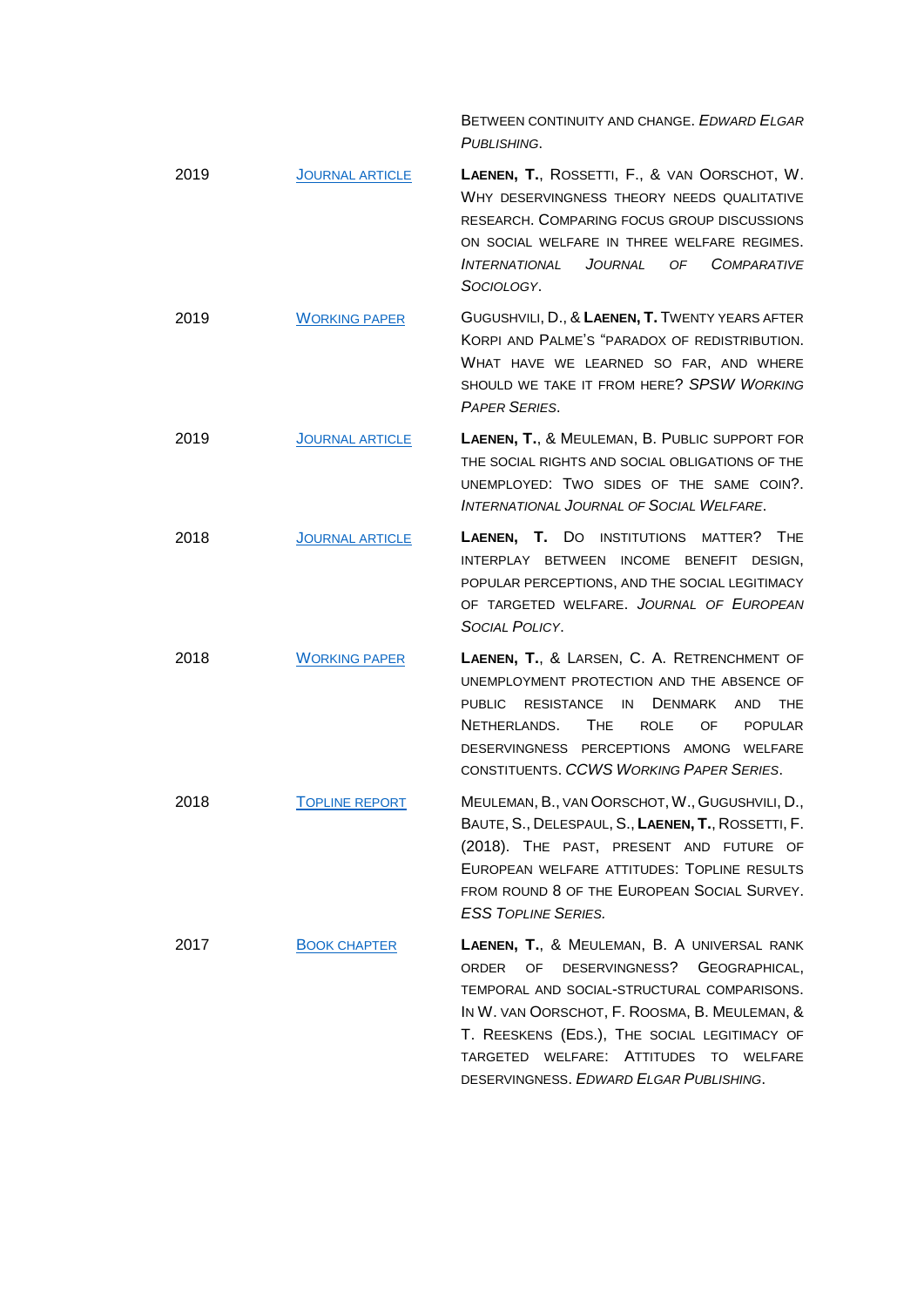| | | |
|---|---|---|
| | | Between continuity and change. *Edward Elgar Publishing*. |
| 2019 | Journal article | **Laenen, T.**, Rossetti, F., & van Oorschot, W. Why deservingness theory needs qualitative research. Comparing focus group discussions on social welfare in three welfare regimes. *International Journal of Comparative Sociology*. |
| 2019 | Working paper | Gugushvili, D., & **Laenen, T.** Twenty years after Korpi and Palme's "paradox of redistribution. What have we learned so far, and where should we take it from here? *SPSW Working Paper Series*. |
| 2019 | Journal article | **Laenen, T.**, & Meuleman, B. Public support for the social rights and social obligations of the unemployed: Two sides of the same coin?. *International Journal of Social Welfare*. |
| 2018 | Journal article | **Laenen, T.** Do institutions matter? The interplay between income benefit design, popular perceptions, and the social legitimacy of targeted welfare. *Journal of European Social Policy*. |
| 2018 | Working paper | **Laenen, T.**, & Larsen, C. A. Retrenchment of unemployment protection and the absence of public resistance in Denmark and the Netherlands. The role of popular deservingness perceptions among welfare constituents. *CCWS Working Paper Series*. |
| 2018 | Topline report | Meuleman, B., van Oorschot, W., Gugushvili, D., Baute, S., Delespaul, S., **Laenen, T.**, Rossetti, F. (2018). The past, present and future of European welfare attitudes: Topline results from round 8 of the European Social Survey. *ESS Topline Series.* |
| 2017 | Book chapter | **Laenen, T.**, & Meuleman, B. A universal rank order of deservingness? Geographical, temporal and social-structural comparisons. In W. van Oorschot, F. Roosma, B. Meuleman, & T. Reeskens (Eds.), The social legitimacy of targeted welfare: Attitudes to welfare deservingness. *Edward Elgar Publishing*. |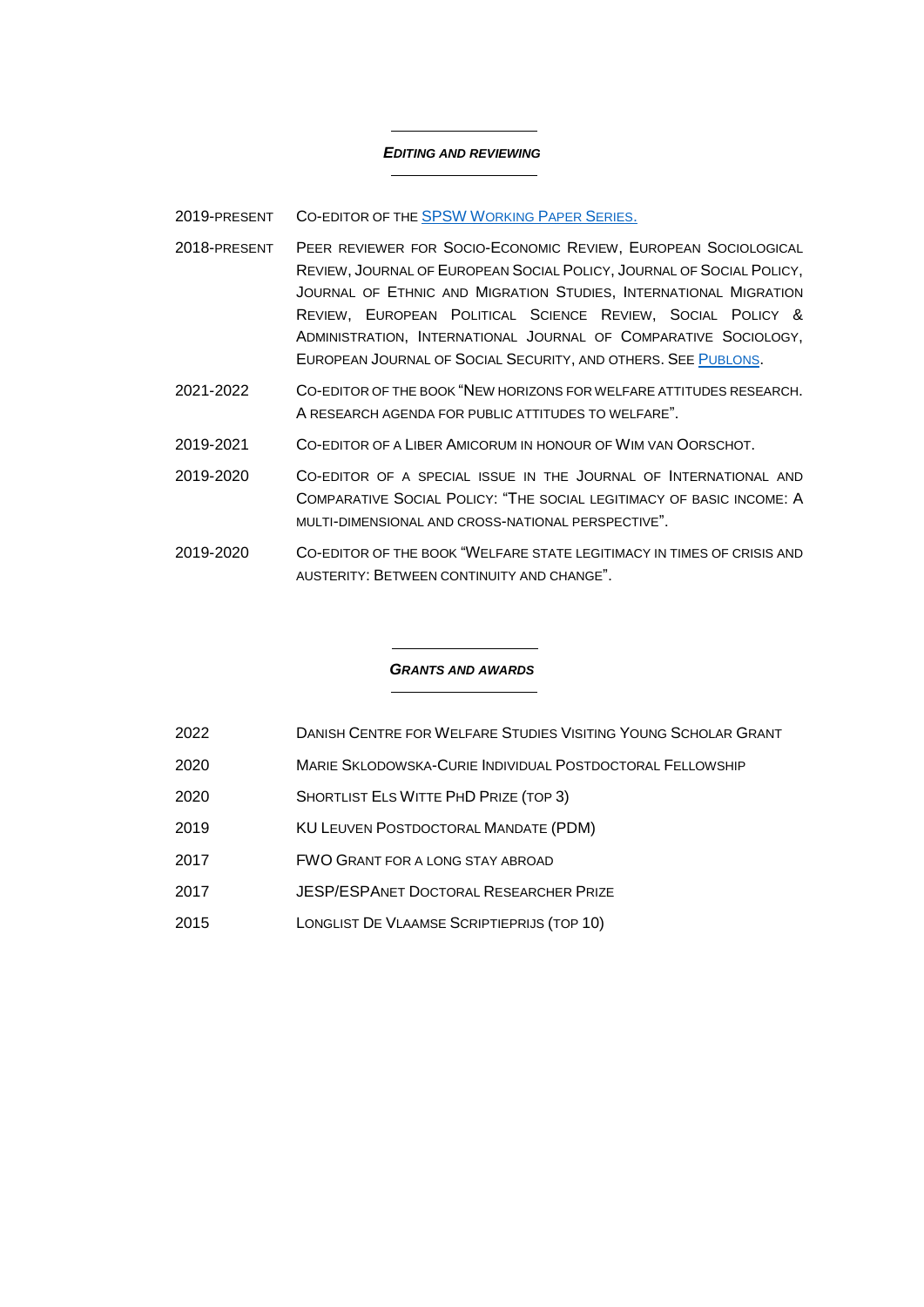## *Editing and Reviewing*

2019-present — Co-editor of the [SPSW Working Paper Series.]

2018-present — Peer reviewer for Socio-Economic Review, European Sociological Review, Journal of European Social Policy, Journal of Social Policy, Journal of Ethnic and Migration Studies, International Migration Review, European Political Science Review, Social Policy & Administration, International Journal of Comparative Sociology, European Journal of Social Security, and others. See [Publons].

2021-2022 — Co-editor of the book "New horizons for welfare attitudes research. A research agenda for public attitudes to welfare".

2019-2021 — Co-editor of a Liber Amicorum in honour of Wim van Oorschot.

2019-2020 — Co-editor of a special issue in the Journal of International and Comparative Social Policy: "The social legitimacy of basic income: A multi-dimensional and cross-national perspective".

2019-2020 — Co-editor of the book "Welfare state legitimacy in times of crisis and austerity: Between continuity and change".

## *Grants and Awards*

2022 — Danish Centre for Welfare Studies Visiting Young Scholar Grant

2020 — Marie Sklodowska-Curie Individual Postdoctoral Fellowship

2020 — Shortlist Els Witte PhD Prize (top 3)

2019 — KU Leuven Postdoctoral Mandate (PDM)

2017 — FWO Grant for a long stay abroad

2017 — JESP/ESPAnet Doctoral Researcher Prize

2015 — Longlist De Vlaamse Scriptieprijs (top 10)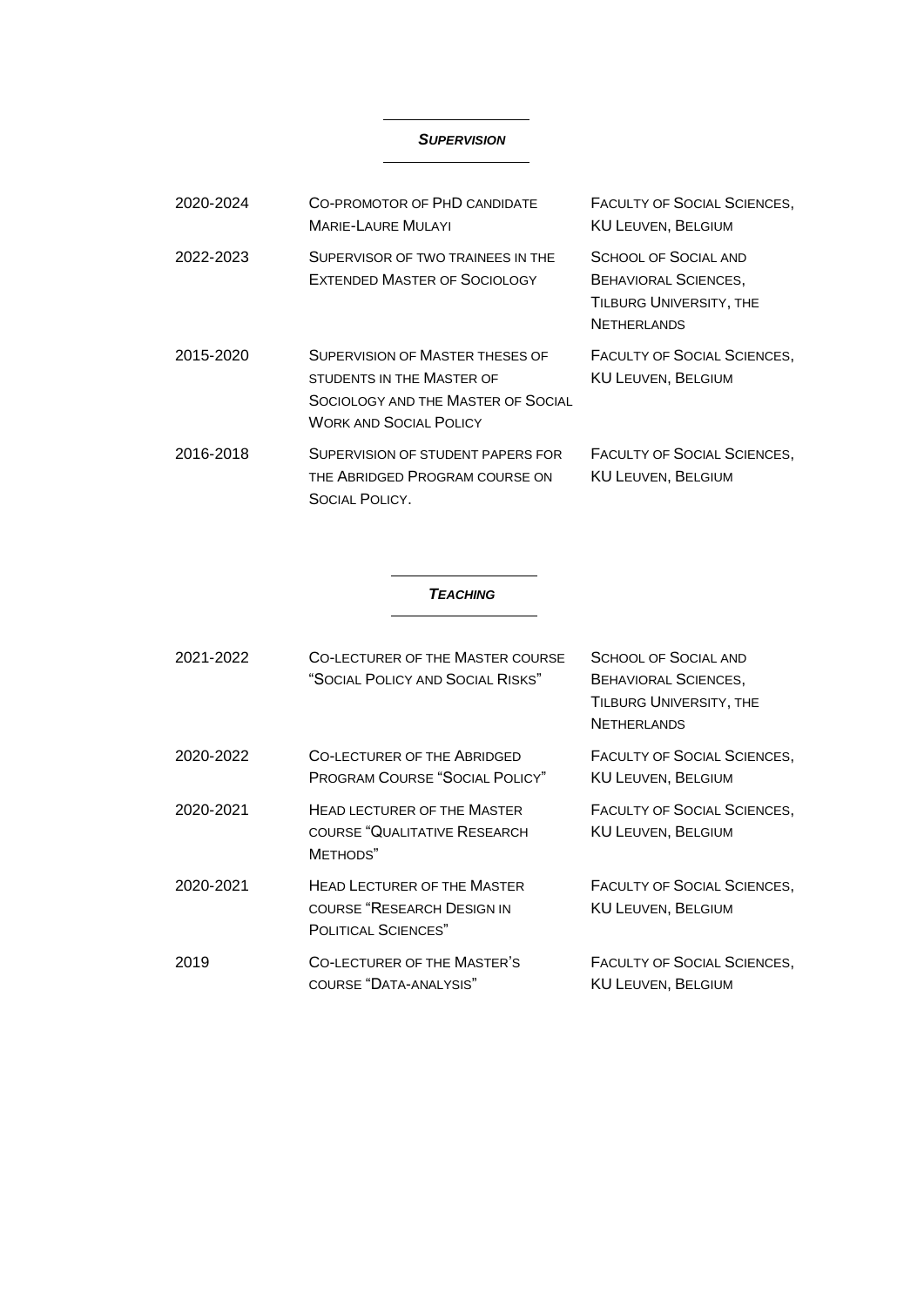## ***Supervision***

| | | |
|---|---|---|
| 2020-2024 | Co-promotor of PhD candidate Marie-Laure Mulayi | Faculty of Social Sciences, KU Leuven, Belgium |
| 2022-2023 | Supervisor of two trainees in the Extended Master of Sociology | School of Social and Behavioral Sciences, Tilburg University, the Netherlands |
| 2015-2020 | Supervision of Master theses of students in the Master of Sociology and the Master of Social Work and Social Policy | Faculty of Social Sciences, KU Leuven, Belgium |
| 2016-2018 | Supervision of student papers for the Abridged Program course on Social Policy. | Faculty of Social Sciences, KU Leuven, Belgium |

## ***Teaching***

| | | |
|---|---|---|
| 2021-2022 | Co-lecturer of the Master course "Social Policy and Social Risks" | School of Social and Behavioral Sciences, Tilburg University, the Netherlands |
| 2020-2022 | Co-lecturer of the Abridged Program Course "Social Policy" | Faculty of Social Sciences, KU Leuven, Belgium |
| 2020-2021 | Head lecturer of the Master course "Qualitative Research Methods" | Faculty of Social Sciences, KU Leuven, Belgium |
| 2020-2021 | Head Lecturer of the Master course "Research Design in Political Sciences" | Faculty of Social Sciences, KU Leuven, Belgium |
| 2019 | Co-lecturer of the Master's course "Data-analysis" | Faculty of Social Sciences, KU Leuven, Belgium |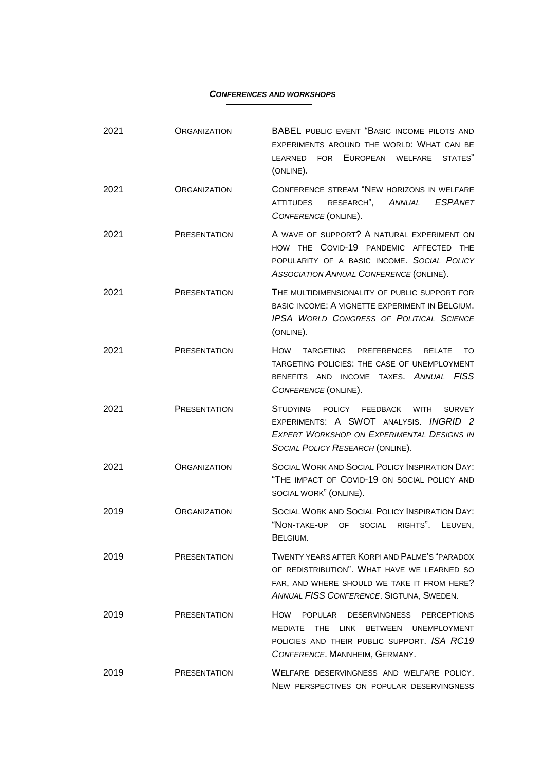## *Conferences and Workshops*

| | | |
|---|---|---|
| 2021 | Organization | BABEL public event "Basic income pilots and experiments around the world: What can be learned for European welfare states" (online). |
| 2021 | Organization | Conference stream "New horizons in welfare attitudes research", *Annual ESPAnet Conference* (online). |
| 2021 | Presentation | A wave of support? A natural experiment on how the Covid-19 pandemic affected the popularity of a basic income. *Social Policy Association Annual Conference* (online). |
| 2021 | Presentation | The multidimensionality of public support for basic income: A vignette experiment in Belgium. *IPSA World Congress of Political Science* (online). |
| 2021 | Presentation | How targeting preferences relate to targeting policies: the case of unemployment benefits and income taxes. *Annual FISS Conference* (online). |
| 2021 | Presentation | Studying policy feedback with survey experiments: A SWOT analysis. *INGRID 2 Expert Workshop on Experimental Designs in Social Policy Research* (online). |
| 2021 | Organization | Social Work and Social Policy Inspiration Day: "The impact of Covid-19 on social policy and social work" (online). |
| 2019 | Organization | Social Work and Social Policy Inspiration Day: "Non-take-up of social rights". Leuven, Belgium. |
| 2019 | Presentation | Twenty years after Korpi and Palme's "paradox of redistribution". What have we learned so far, and where should we take it from here? *Annual FISS Conference*. Sigtuna, Sweden. |
| 2019 | Presentation | How popular deservingness perceptions mediate the link between unemployment policies and their public support. *ISA RC19 Conference*. Mannheim, Germany. |
| 2019 | Presentation | Welfare deservingness and welfare policy. New perspectives on popular deservingness |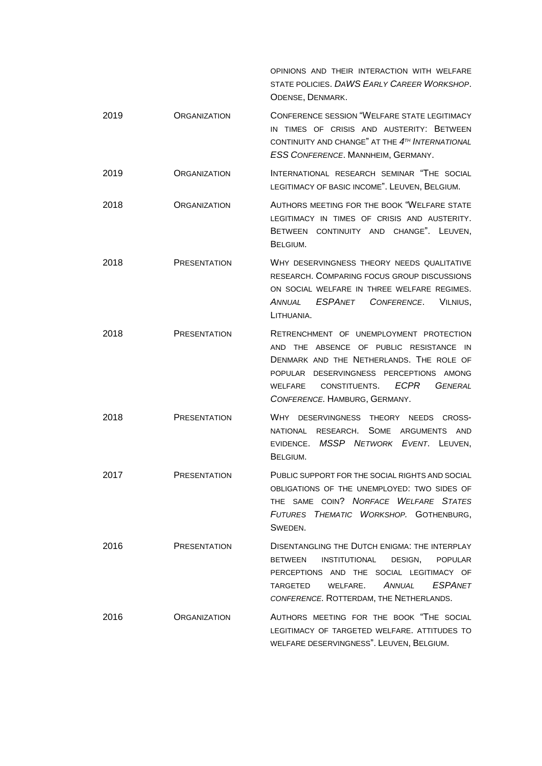| | | |
|---|---|---|
| | | Opinions and their interaction with welfare state policies. *DaWS Early Career Workshop*. Odense, Denmark. |
| 2019 | Organization | Conference session "Welfare state legitimacy in times of crisis and austerity: Between continuity and change" at the *4th International ESS Conference*. Mannheim, Germany. |
| 2019 | Organization | International research seminar "The social legitimacy of basic income". Leuven, Belgium. |
| 2018 | Organization | Authors meeting for the book "Welfare state legitimacy in times of crisis and austerity. Between continuity and change". Leuven, Belgium. |
| 2018 | Presentation | Why deservingness theory needs qualitative research. Comparing focus group discussions on social welfare in three welfare regimes. *Annual ESPAnet Conference*. Vilnius, Lithuania. |
| 2018 | Presentation | Retrenchment of unemployment protection and the absence of public resistance in Denmark and the Netherlands. The role of popular deservingness perceptions among welfare constituents. *ECPR General Conference.* Hamburg, Germany. |
| 2018 | Presentation | Why deservingness theory needs cross-national research. Some arguments and evidence. *MSSP Network Event*. Leuven, Belgium. |
| 2017 | Presentation | Public support for the social rights and social obligations of the unemployed: two sides of the same coin? *Norface Welfare States Futures Thematic Workshop.* Gothenburg, Sweden. |
| 2016 | Presentation | Disentangling the Dutch enigma: the interplay between institutional design, popular perceptions and the social legitimacy of targeted welfare. *Annual ESPAnet conference.* Rotterdam, the Netherlands. |
| 2016 | Organization | Authors meeting for the book "The social legitimacy of targeted welfare. Attitudes to welfare deservingness". Leuven, Belgium. |